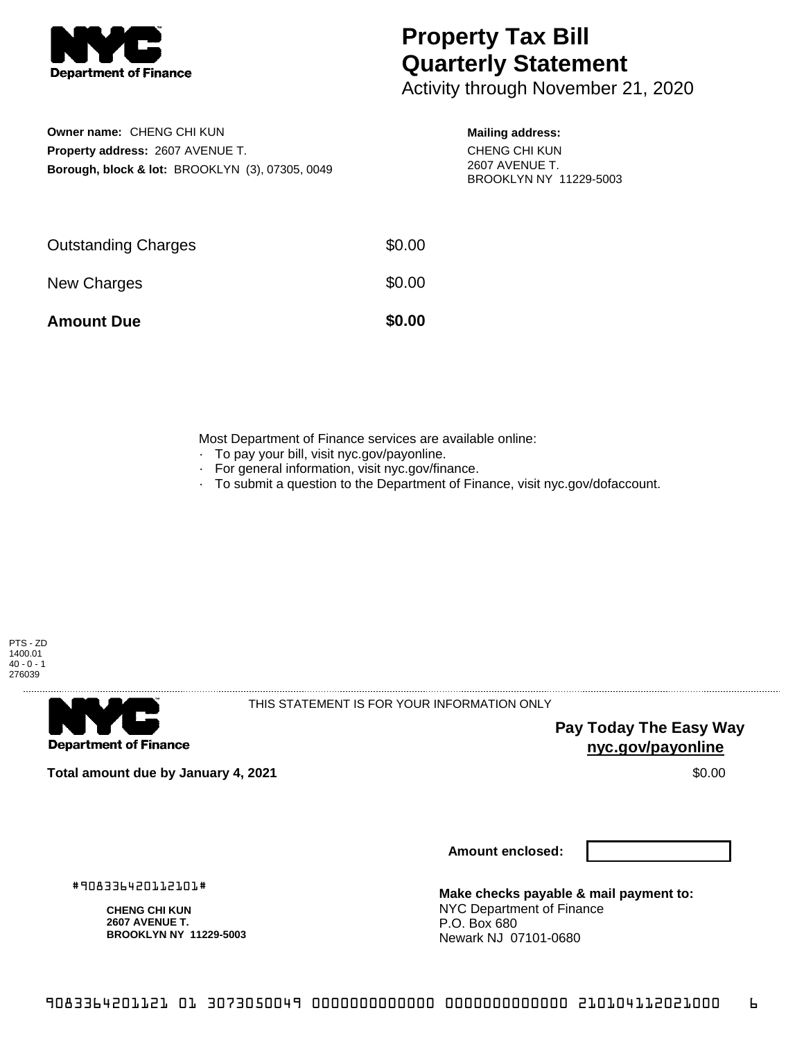# Property Tax Bill Quarterly Statement

Activity through November 21, 2020

**Owner name:** CHENG CHI KUN
**Property address:** 2607 AVENUE T.
**Borough, block & lot:** BROOKLYN (3), 07305, 0049

**Mailing address:**
CHENG CHI KUN
2607 AVENUE T.
BROOKLYN NY 11229-5003

| | |
|---|---|
| Outstanding Charges | $0.00 |
| New Charges | $0.00 |
| **Amount Due** | **$0.00** |

Most Department of Finance services are available online:
- To pay your bill, visit nyc.gov/payonline.
- For general information, visit nyc.gov/finance.
- To submit a question to the Department of Finance, visit nyc.gov/dofaccount.

PTS - ZD
1400.01
40 - 0 - 1
276039

THIS STATEMENT IS FOR YOUR INFORMATION ONLY

**Pay Today The Easy Way**
**nyc.gov/payonline**

**Total amount due by January 4, 2021** $0.00

**Amount enclosed:**

#908336420112101#

**CHENG CHI KUN**
**2607 AVENUE T.**
**BROOKLYN NY 11229-5003**

**Make checks payable & mail payment to:**
NYC Department of Finance
P.O. Box 680
Newark NJ 07101-0680

9083364201121 01 3073050049 0000000000000 0000000000000 210104112021000 6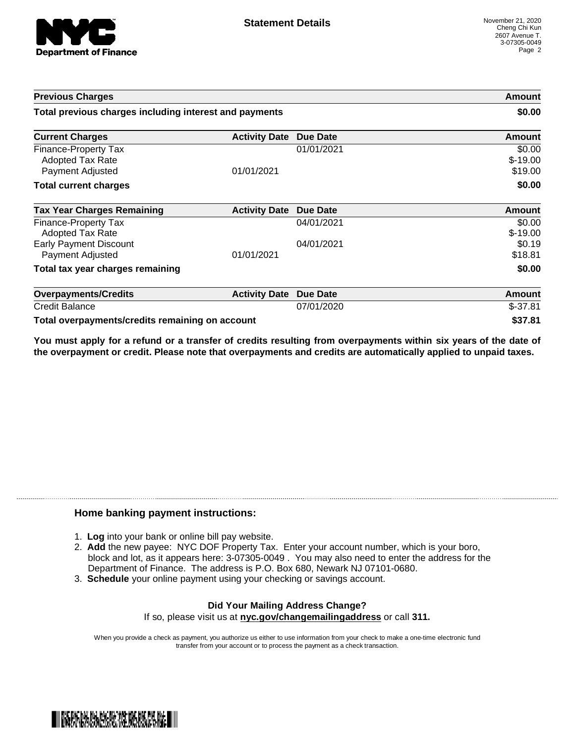# Statement Details

November 21, 2020
Cheng Chi Kun
2607 Avenue T.
3-07305-0049

| Previous Charges | | | Amount |
|---|---|---|---|
| **Total previous charges including interest and payments** | | | **$0.00** |

| Current Charges | Activity Date | Due Date | Amount |
|---|---|---|---|
| Finance-Property Tax | | 01/01/2021 | $0.00 |
| Adopted Tax Rate | | | $-19.00 |
| Payment Adjusted | 01/01/2021 | | $19.00 |
| **Total current charges** | | | **$0.00** |

| Tax Year Charges Remaining | Activity Date | Due Date | Amount |
|---|---|---|---|
| Finance-Property Tax | | 04/01/2021 | $0.00 |
| Adopted Tax Rate | | | $-19.00 |
| Early Payment Discount | | 04/01/2021 | $0.19 |
| Payment Adjusted | 01/01/2021 | | $18.81 |
| **Total tax year charges remaining** | | | **$0.00** |

| Overpayments/Credits | Activity Date | Due Date | Amount |
|---|---|---|---|
| Credit Balance | | 07/01/2020 | $-37.81 |
| **Total overpayments/credits remaining on account** | | | **$37.81** |

**You must apply for a refund or a transfer of credits resulting from overpayments within six years of the date of the overpayment or credit. Please note that overpayments and credits are automatically applied to unpaid taxes.**

## Home banking payment instructions:

1. **Log** into your bank or online bill pay website.
2. **Add** the new payee: NYC DOF Property Tax. Enter your account number, which is your boro, block and lot, as it appears here: 3-07305-0049 . You may also need to enter the address for the Department of Finance. The address is P.O. Box 680, Newark NJ 07101-0680.
3. **Schedule** your online payment using your checking or savings account.

**Did Your Mailing Address Change?**

If so, please visit us at **nyc.gov/changemailingaddress** or call **311.**

When you provide a check as payment, you authorize us either to use information from your check to make a one-time electronic fund transfer from your account or to process the payment as a check transaction.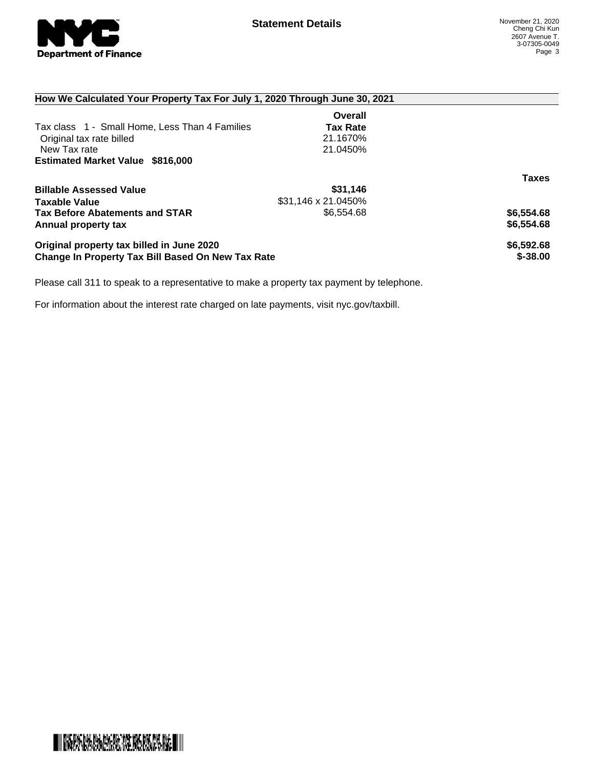## Statement Details

November 21, 2020
Cheng Chi Kun
2607 Avenue T.
3-07305-0049

### How We Calculated Your Property Tax For July 1, 2020 Through June 30, 2021

| | Overall Tax Rate | |
|---|---|---|
| Tax class 1 - Small Home, Less Than 4 Families | | |
| Original tax rate billed | 21.1670% | |
| New Tax rate | 21.0450% | |
| **Estimated Market Value $816,000** | | |
| | | **Taxes** |
| **Billable Assessed Value** | **$31,146** | |
| **Taxable Value** | $31,146 x 21.0450% | |
| **Tax Before Abatements and STAR** | $6,554.68 | **$6,554.68** |
| **Annual property tax** | | **$6,554.68** |
| **Original property tax billed in June 2020** | | **$6,592.68** |
| **Change In Property Tax Bill Based On New Tax Rate** | | **$-38.00** |

Please call 311 to speak to a representative to make a property tax payment by telephone.

For information about the interest rate charged on late payments, visit nyc.gov/taxbill.